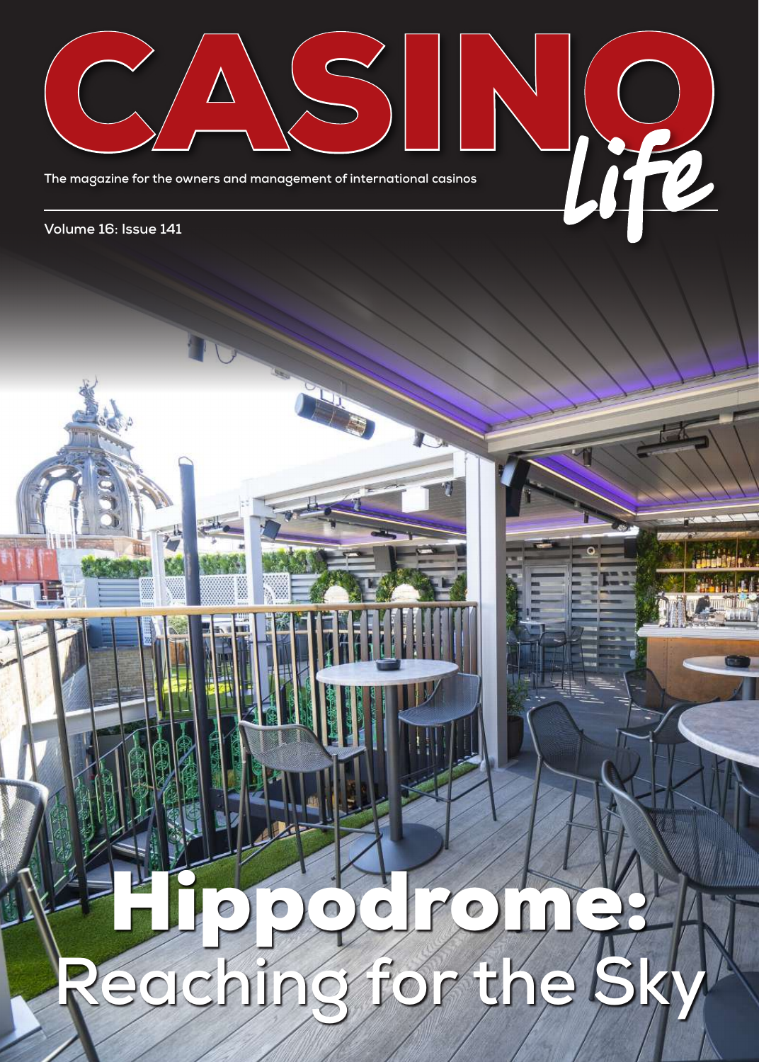# CASINO *Life*

The magazine for the owners and management of international casinos

Volume 16: Issue 141

# Hippodrome: Reaching for the Sky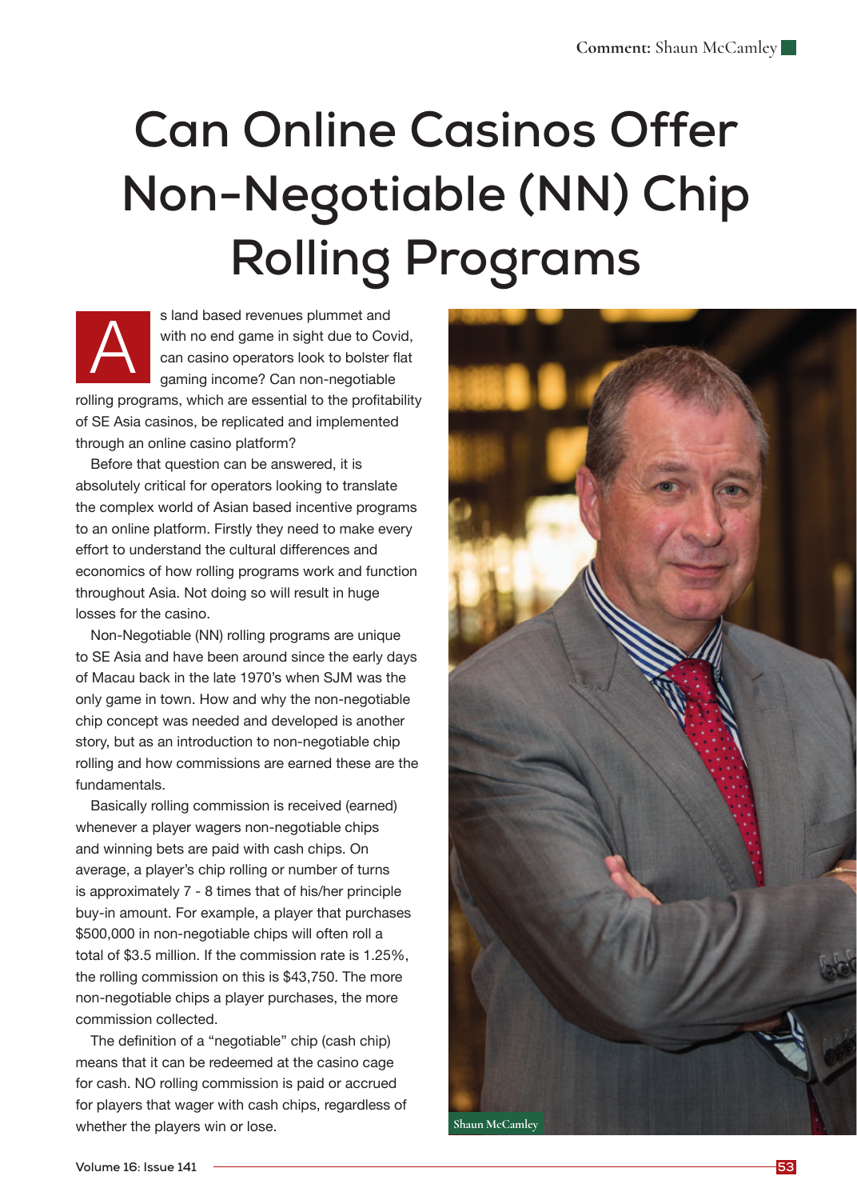# Can Online Casinos Offer Non-Negotiable (NN) Chip Rolling Programs

As land based revenues plummet and with no end game in sight due to Covid, can casino operators look to bolster flat gaming income? Can non-negotiable rolling programs, which are essential to the profitability of SE Asia casinos, be replicated and implemented through an online casino platform?

Before that question can be answered, it is absolutely critical for operators looking to translate the complex world of Asian based incentive programs to an online platform. Firstly they need to make every effort to understand the cultural differences and economics of how rolling programs work and function throughout Asia. Not doing so will result in huge losses for the casino.

Non-Negotiable (NN) rolling programs are unique to SE Asia and have been around since the early days of Macau back in the late 1970's when SJM was the only game in town. How and why the non-negotiable chip concept was needed and developed is another story, but as an introduction to non-negotiable chip rolling and how commissions are earned these are the fundamentals.

Basically rolling commission is received (earned) whenever a player wagers non-negotiable chips and winning bets are paid with cash chips. On average, a player's chip rolling or number of turns is approximately 7 - 8 times that of his/her principle buy-in amount. For example, a player that purchases $500,000 in non-negotiable chips will often roll a total of $3.5 million. If the commission rate is 1.25%, the rolling commission on this is $43,750. The more non-negotiable chips a player purchases, the more commission collected.

The definition of a "negotiable" chip (cash chip) means that it can be redeemed at the casino cage for cash. NO rolling commission is paid or accrued for players that wager with cash chips, regardless of whether the players win or lose.

Shaun McCamley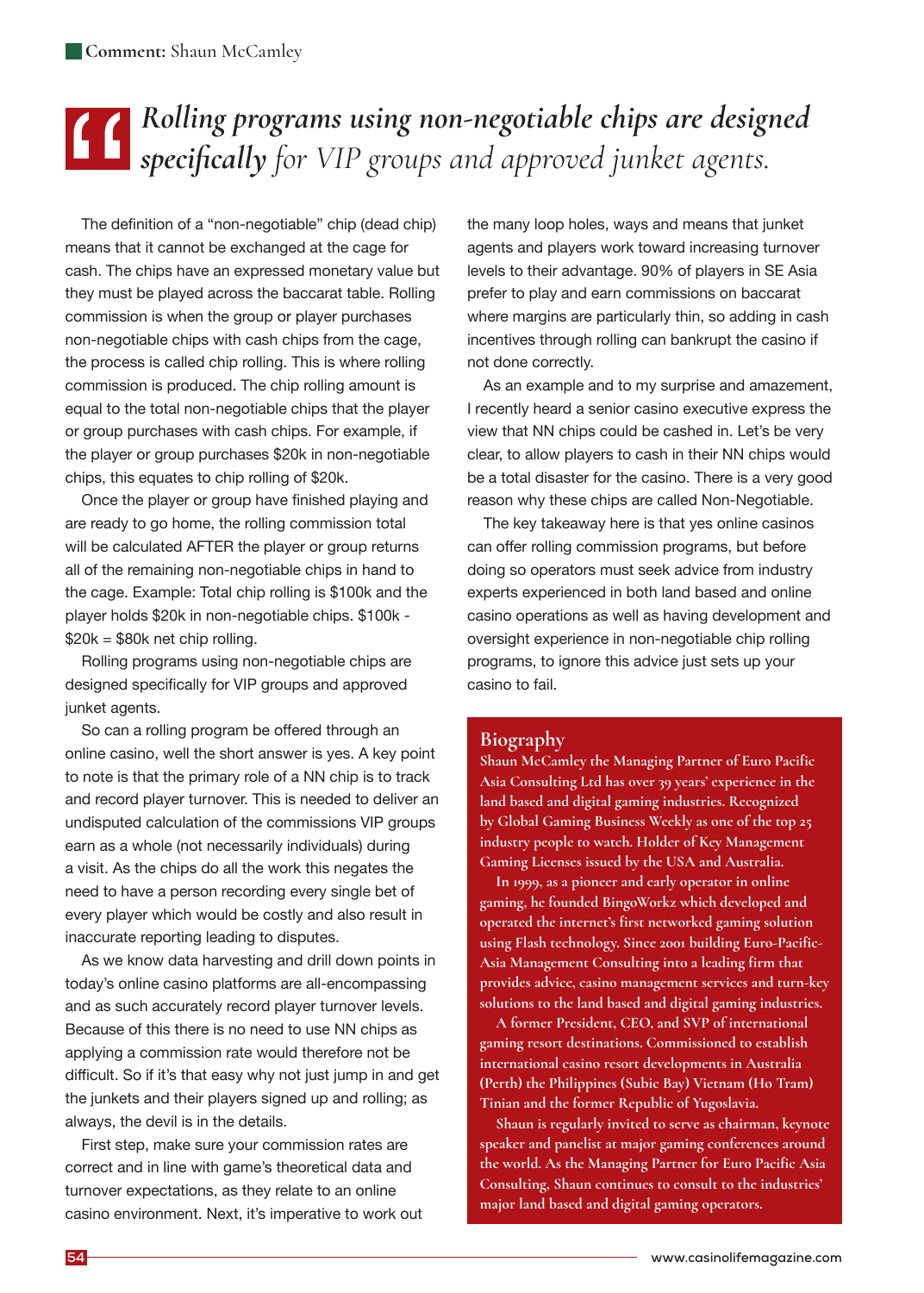**Comment:** Shaun McCamley

> *Rolling programs using non-negotiable chips are designed* ***specifically*** *for VIP groups and approved junket agents.*

The definition of a "non-negotiable" chip (dead chip) means that it cannot be exchanged at the cage for cash. The chips have an expressed monetary value but they must be played across the baccarat table. Rolling commission is when the group or player purchases non-negotiable chips with cash chips from the cage, the process is called chip rolling. This is where rolling commission is produced. The chip rolling amount is equal to the total non-negotiable chips that the player or group purchases with cash chips. For example, if the player or group purchases $20k in non-negotiable chips, this equates to chip rolling of $20k.

Once the player or group have finished playing and are ready to go home, the rolling commission total will be calculated AFTER the player or group returns all of the remaining non-negotiable chips in hand to the cage. Example: Total chip rolling is $100k and the player holds $20k in non-negotiable chips. $100k - $20k = $80k net chip rolling.

Rolling programs using non-negotiable chips are designed specifically for VIP groups and approved junket agents.

So can a rolling program be offered through an online casino, well the short answer is yes. A key point to note is that the primary role of a NN chip is to track and record player turnover. This is needed to deliver an undisputed calculation of the commissions VIP groups earn as a whole (not necessarily individuals) during a visit. As the chips do all the work this negates the need to have a person recording every single bet of every player which would be costly and also result in inaccurate reporting leading to disputes.

As we know data harvesting and drill down points in today's online casino platforms are all-encompassing and as such accurately record player turnover levels. Because of this there is no need to use NN chips as applying a commission rate would therefore not be difficult. So if it's that easy why not just jump in and get the junkets and their players signed up and rolling; as always, the devil is in the details.

First step, make sure your commission rates are correct and in line with game's theoretical data and turnover expectations, as they relate to an online casino environment. Next, it's imperative to work out the many loop holes, ways and means that junket agents and players work toward increasing turnover levels to their advantage. 90% of players in SE Asia prefer to play and earn commissions on baccarat where margins are particularly thin, so adding in cash incentives through rolling can bankrupt the casino if not done correctly.

As an example and to my surprise and amazement, I recently heard a senior casino executive express the view that NN chips could be cashed in. Let's be very clear, to allow players to cash in their NN chips would be a total disaster for the casino. There is a very good reason why these chips are called Non-Negotiable.

The key takeaway here is that yes online casinos can offer rolling commission programs, but before doing so operators must seek advice from industry experts experienced in both land based and online casino operations as well as having development and oversight experience in non-negotiable chip rolling programs, to ignore this advice just sets up your casino to fail.

## Biography

**Shaun McCamley the Managing Partner of Euro Pacific Asia Consulting Ltd has over 39 years' experience in the land based and digital gaming industries. Recognized by Global Gaming Business Weekly as one of the top 25 industry people to watch. Holder of Key Management Gaming Licenses issued by the USA and Australia.**

In 1999, as a pioneer and early operator in online gaming, he founded BingoWorkz which developed and operated the internet's first networked gaming solution using Flash technology. Since 2001 building Euro-Pacific-Asia Management Consulting into a leading firm that provides advice, casino management services and turn-key solutions to the land based and digital gaming industries.

A former President, CEO, and SVP of international gaming resort destinations. Commissioned to establish international casino resort developments in Australia (Perth) the Philippines (Subic Bay) Vietnam (Ho Tram) Tinian and the former Republic of Yugoslavia.

Shaun is regularly invited to serve as chairman, keynote speaker and panelist at major gaming conferences around the world. As the Managing Partner for Euro Pacific Asia Consulting, Shaun continues to consult to the industries' major land based and digital gaming operators.